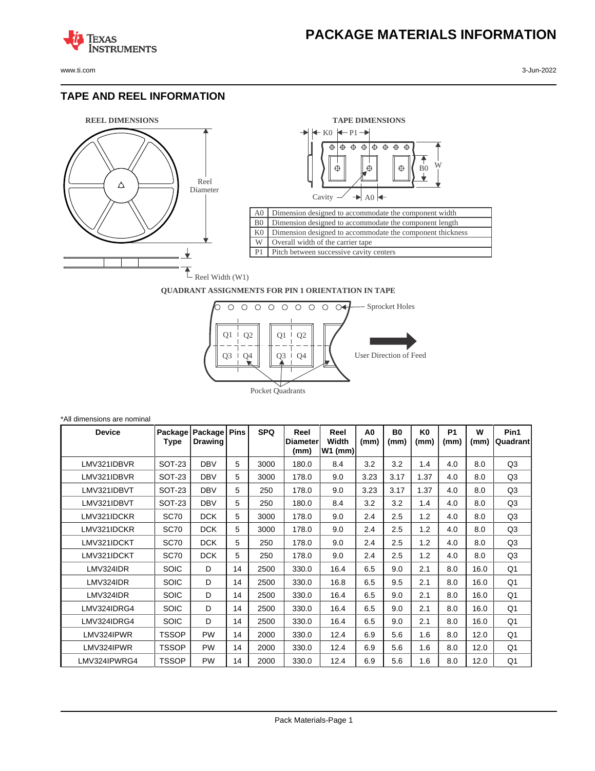# PACKAGE MATERIALS INFORMATION

## TAPE AND REEL INFORMATION

REEL DIMENSIONS

Reel Diameter

Reel Width (W1)

TAPE DIMENSIONS

K0 P1

B0 W

Cavity A0

| | |
|---|---|
| A0 | Dimension designed to accommodate the component width |
| B0 | Dimension designed to accommodate the component length |
| K0 | Dimension designed to accommodate the component thickness |
| W | Overall width of the carrier tape |
| P1 | Pitch between successive cavity centers |

QUADRANT ASSIGNMENTS FOR PIN 1 ORIENTATION IN TAPE

Sprocket Holes

Q1 Q2 Q3 Q4

User Direction of Feed

Pocket Quadrants

*All dimensions are nominal

| Device | Package Type | Package Drawing | Pins | SPQ | Reel Diameter (mm) | Reel Width W1 (mm) | A0 (mm) | B0 (mm) | K0 (mm) | P1 (mm) | W (mm) | Pin1 Quadrant |
|---|---|---|---|---|---|---|---|---|---|---|---|---|
| LMV321IDBVR | SOT-23 | DBV | 5 | 3000 | 180.0 | 8.4 | 3.2 | 3.2 | 1.4 | 4.0 | 8.0 | Q3 |
| LMV321IDBVR | SOT-23 | DBV | 5 | 3000 | 178.0 | 9.0 | 3.23 | 3.17 | 1.37 | 4.0 | 8.0 | Q3 |
| LMV321IDBVT | SOT-23 | DBV | 5 | 250 | 178.0 | 9.0 | 3.23 | 3.17 | 1.37 | 4.0 | 8.0 | Q3 |
| LMV321IDBVT | SOT-23 | DBV | 5 | 250 | 180.0 | 8.4 | 3.2 | 3.2 | 1.4 | 4.0 | 8.0 | Q3 |
| LMV321IDCKR | SC70 | DCK | 5 | 3000 | 178.0 | 9.0 | 2.4 | 2.5 | 1.2 | 4.0 | 8.0 | Q3 |
| LMV321IDCKR | SC70 | DCK | 5 | 3000 | 178.0 | 9.0 | 2.4 | 2.5 | 1.2 | 4.0 | 8.0 | Q3 |
| LMV321IDCKT | SC70 | DCK | 5 | 250 | 178.0 | 9.0 | 2.4 | 2.5 | 1.2 | 4.0 | 8.0 | Q3 |
| LMV321IDCKT | SC70 | DCK | 5 | 250 | 178.0 | 9.0 | 2.4 | 2.5 | 1.2 | 4.0 | 8.0 | Q3 |
| LMV324IDR | SOIC | D | 14 | 2500 | 330.0 | 16.4 | 6.5 | 9.0 | 2.1 | 8.0 | 16.0 | Q1 |
| LMV324IDR | SOIC | D | 14 | 2500 | 330.0 | 16.8 | 6.5 | 9.5 | 2.1 | 8.0 | 16.0 | Q1 |
| LMV324IDR | SOIC | D | 14 | 2500 | 330.0 | 16.4 | 6.5 | 9.0 | 2.1 | 8.0 | 16.0 | Q1 |
| LMV324IDRG4 | SOIC | D | 14 | 2500 | 330.0 | 16.4 | 6.5 | 9.0 | 2.1 | 8.0 | 16.0 | Q1 |
| LMV324IDRG4 | SOIC | D | 14 | 2500 | 330.0 | 16.4 | 6.5 | 9.0 | 2.1 | 8.0 | 16.0 | Q1 |
| LMV324IPWR | TSSOP | PW | 14 | 2000 | 330.0 | 12.4 | 6.9 | 5.6 | 1.6 | 8.0 | 12.0 | Q1 |
| LMV324IPWR | TSSOP | PW | 14 | 2000 | 330.0 | 12.4 | 6.9 | 5.6 | 1.6 | 8.0 | 12.0 | Q1 |
| LMV324IPWRG4 | TSSOP | PW | 14 | 2000 | 330.0 | 12.4 | 6.9 | 5.6 | 1.6 | 8.0 | 12.0 | Q1 |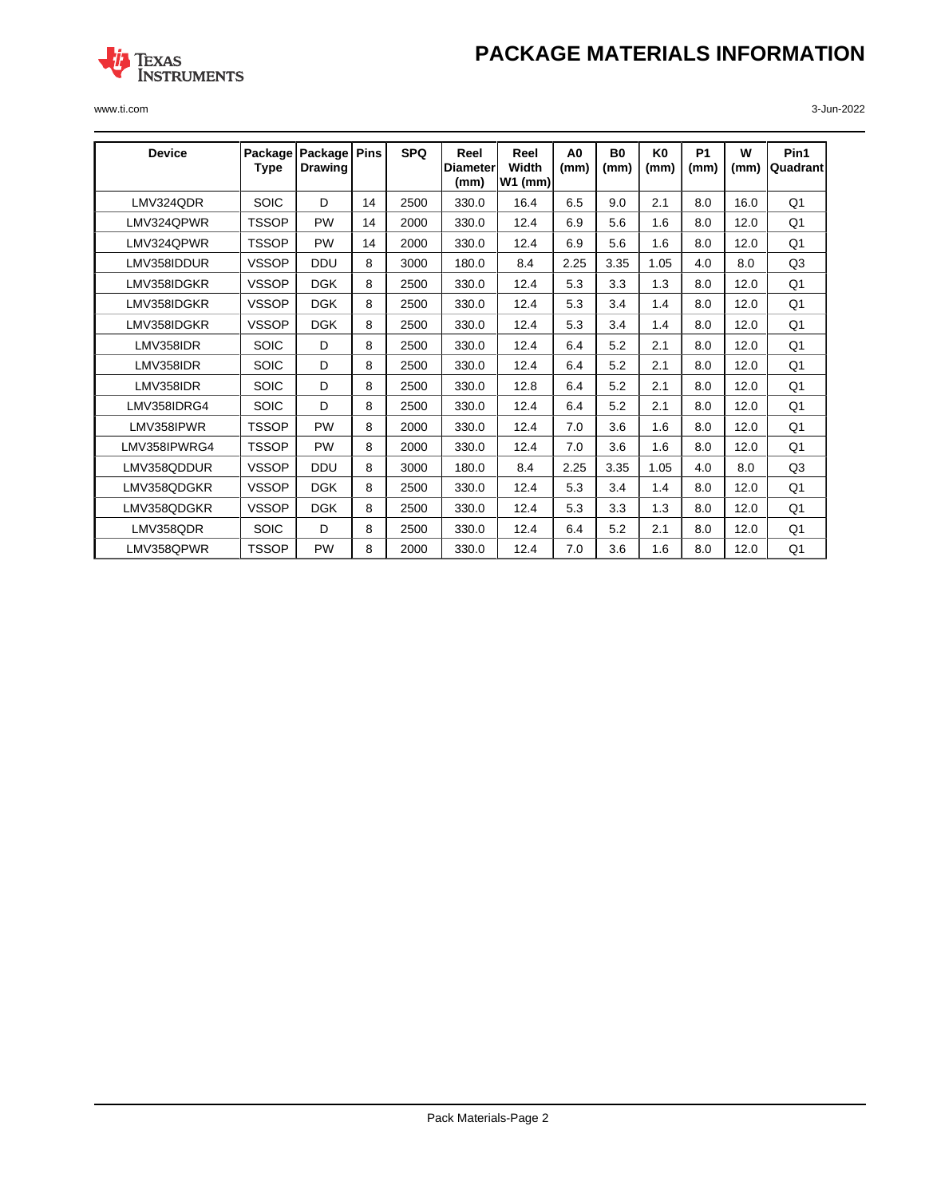| Device | Package Type | Package Drawing | Pins | SPQ | Reel Diameter (mm) | Reel Width W1 (mm) | A0 (mm) | B0 (mm) | K0 (mm) | P1 (mm) | W (mm) | Pin1 Quadrant |
|---|---|---|---|---|---|---|---|---|---|---|---|---|
| LMV324QDR | SOIC | D | 14 | 2500 | 330.0 | 16.4 | 6.5 | 9.0 | 2.1 | 8.0 | 16.0 | Q1 |
| LMV324QPWR | TSSOP | PW | 14 | 2000 | 330.0 | 12.4 | 6.9 | 5.6 | 1.6 | 8.0 | 12.0 | Q1 |
| LMV324QPWR | TSSOP | PW | 14 | 2000 | 330.0 | 12.4 | 6.9 | 5.6 | 1.6 | 8.0 | 12.0 | Q1 |
| LMV358IDDUR | VSSOP | DDU | 8 | 3000 | 180.0 | 8.4 | 2.25 | 3.35 | 1.05 | 4.0 | 8.0 | Q3 |
| LMV358IDGKR | VSSOP | DGK | 8 | 2500 | 330.0 | 12.4 | 5.3 | 3.3 | 1.3 | 8.0 | 12.0 | Q1 |
| LMV358IDGKR | VSSOP | DGK | 8 | 2500 | 330.0 | 12.4 | 5.3 | 3.4 | 1.4 | 8.0 | 12.0 | Q1 |
| LMV358IDGKR | VSSOP | DGK | 8 | 2500 | 330.0 | 12.4 | 5.3 | 3.4 | 1.4 | 8.0 | 12.0 | Q1 |
| LMV358IDR | SOIC | D | 8 | 2500 | 330.0 | 12.4 | 6.4 | 5.2 | 2.1 | 8.0 | 12.0 | Q1 |
| LMV358IDR | SOIC | D | 8 | 2500 | 330.0 | 12.4 | 6.4 | 5.2 | 2.1 | 8.0 | 12.0 | Q1 |
| LMV358IDR | SOIC | D | 8 | 2500 | 330.0 | 12.8 | 6.4 | 5.2 | 2.1 | 8.0 | 12.0 | Q1 |
| LMV358IDRG4 | SOIC | D | 8 | 2500 | 330.0 | 12.4 | 6.4 | 5.2 | 2.1 | 8.0 | 12.0 | Q1 |
| LMV358IPWR | TSSOP | PW | 8 | 2000 | 330.0 | 12.4 | 7.0 | 3.6 | 1.6 | 8.0 | 12.0 | Q1 |
| LMV358IPWRG4 | TSSOP | PW | 8 | 2000 | 330.0 | 12.4 | 7.0 | 3.6 | 1.6 | 8.0 | 12.0 | Q1 |
| LMV358QDDUR | VSSOP | DDU | 8 | 3000 | 180.0 | 8.4 | 2.25 | 3.35 | 1.05 | 4.0 | 8.0 | Q3 |
| LMV358QDGKR | VSSOP | DGK | 8 | 2500 | 330.0 | 12.4 | 5.3 | 3.4 | 1.4 | 8.0 | 12.0 | Q1 |
| LMV358QDGKR | VSSOP | DGK | 8 | 2500 | 330.0 | 12.4 | 5.3 | 3.3 | 1.3 | 8.0 | 12.0 | Q1 |
| LMV358QDR | SOIC | D | 8 | 2500 | 330.0 | 12.4 | 6.4 | 5.2 | 2.1 | 8.0 | 12.0 | Q1 |
| LMV358QPWR | TSSOP | PW | 8 | 2000 | 330.0 | 12.4 | 7.0 | 3.6 | 1.6 | 8.0 | 12.0 | Q1 |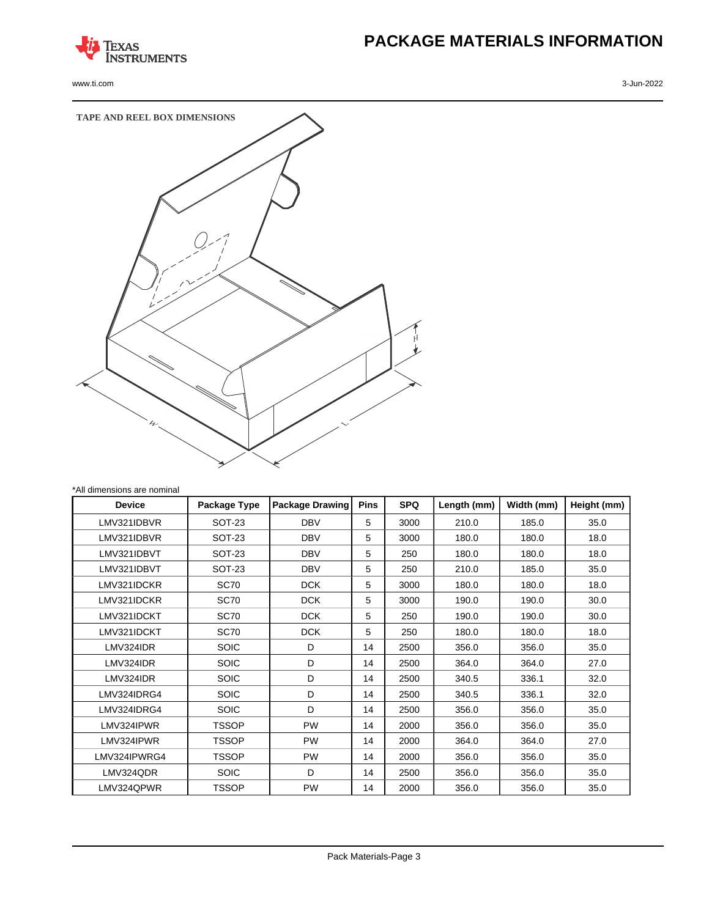# PACKAGE MATERIALS INFORMATION

## TAPE AND REEL BOX DIMENSIONS

*All dimensions are nominal

| Device | Package Type | Package Drawing | Pins | SPQ | Length (mm) | Width (mm) | Height (mm) |
|---|---|---|---|---|---|---|---|
| LMV321IDBVR | SOT-23 | DBV | 5 | 3000 | 210.0 | 185.0 | 35.0 |
| LMV321IDBVR | SOT-23 | DBV | 5 | 3000 | 180.0 | 180.0 | 18.0 |
| LMV321IDBVT | SOT-23 | DBV | 5 | 250 | 180.0 | 180.0 | 18.0 |
| LMV321IDBVT | SOT-23 | DBV | 5 | 250 | 210.0 | 185.0 | 35.0 |
| LMV321IDCKR | SC70 | DCK | 5 | 3000 | 180.0 | 180.0 | 18.0 |
| LMV321IDCKR | SC70 | DCK | 5 | 3000 | 190.0 | 190.0 | 30.0 |
| LMV321IDCKT | SC70 | DCK | 5 | 250 | 190.0 | 190.0 | 30.0 |
| LMV321IDCKT | SC70 | DCK | 5 | 250 | 180.0 | 180.0 | 18.0 |
| LMV324IDR | SOIC | D | 14 | 2500 | 356.0 | 356.0 | 35.0 |
| LMV324IDR | SOIC | D | 14 | 2500 | 364.0 | 364.0 | 27.0 |
| LMV324IDR | SOIC | D | 14 | 2500 | 340.5 | 336.1 | 32.0 |
| LMV324IDRG4 | SOIC | D | 14 | 2500 | 340.5 | 336.1 | 32.0 |
| LMV324IDRG4 | SOIC | D | 14 | 2500 | 356.0 | 356.0 | 35.0 |
| LMV324IPWR | TSSOP | PW | 14 | 2000 | 356.0 | 356.0 | 35.0 |
| LMV324IPWR | TSSOP | PW | 14 | 2000 | 364.0 | 364.0 | 27.0 |
| LMV324IPWRG4 | TSSOP | PW | 14 | 2000 | 356.0 | 356.0 | 35.0 |
| LMV324QDR | SOIC | D | 14 | 2500 | 356.0 | 356.0 | 35.0 |
| LMV324QPWR | TSSOP | PW | 14 | 2000 | 356.0 | 356.0 | 35.0 |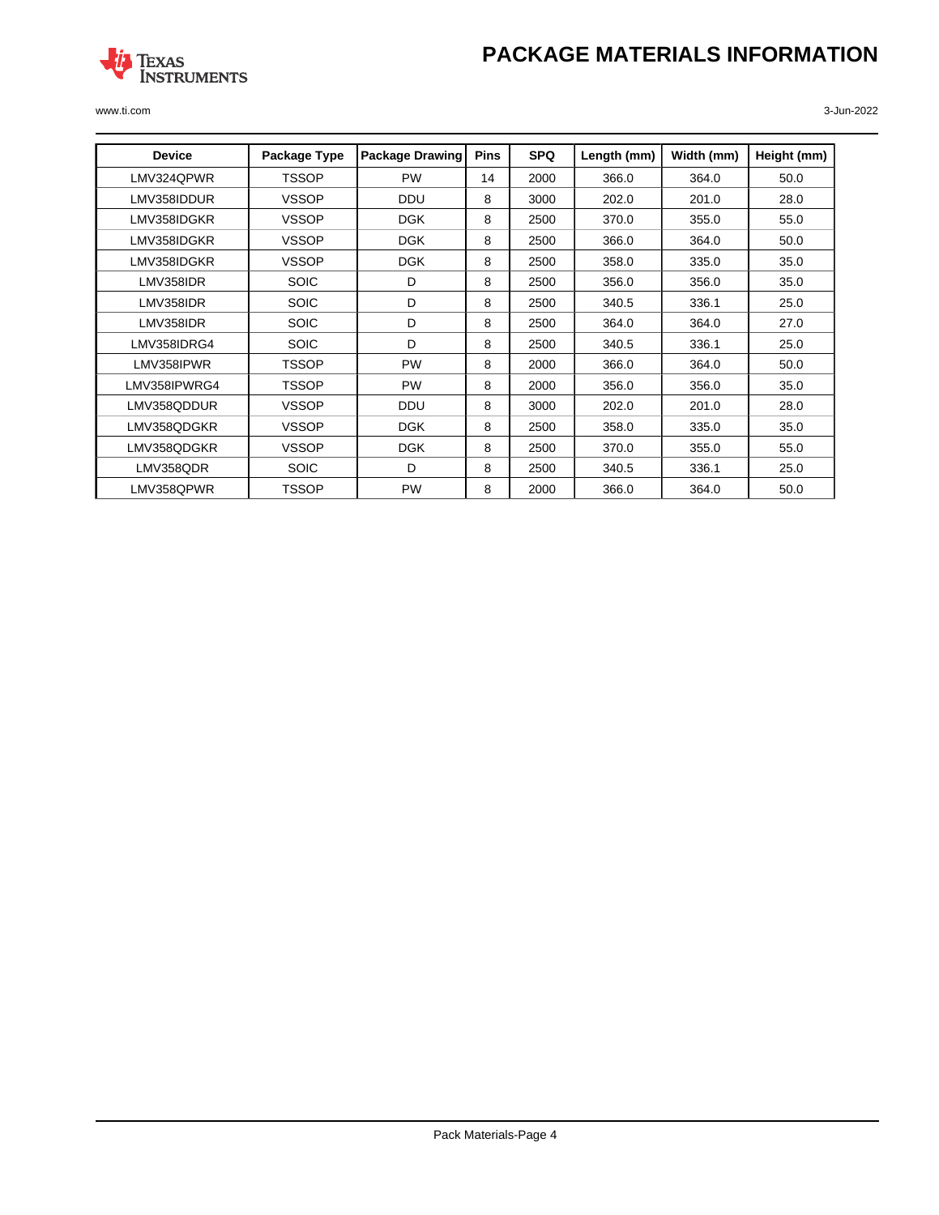# PACKAGE MATERIALS INFORMATION

| Device | Package Type | Package Drawing | Pins | SPQ | Length (mm) | Width (mm) | Height (mm) |
|---|---|---|---|---|---|---|---|
| LMV324QPWR | TSSOP | PW | 14 | 2000 | 366.0 | 364.0 | 50.0 |
| LMV358IDDUR | VSSOP | DDU | 8 | 3000 | 202.0 | 201.0 | 28.0 |
| LMV358IDGKR | VSSOP | DGK | 8 | 2500 | 370.0 | 355.0 | 55.0 |
| LMV358IDGKR | VSSOP | DGK | 8 | 2500 | 366.0 | 364.0 | 50.0 |
| LMV358IDGKR | VSSOP | DGK | 8 | 2500 | 358.0 | 335.0 | 35.0 |
| LMV358IDR | SOIC | D | 8 | 2500 | 356.0 | 356.0 | 35.0 |
| LMV358IDR | SOIC | D | 8 | 2500 | 340.5 | 336.1 | 25.0 |
| LMV358IDR | SOIC | D | 8 | 2500 | 364.0 | 364.0 | 27.0 |
| LMV358IDRG4 | SOIC | D | 8 | 2500 | 340.5 | 336.1 | 25.0 |
| LMV358IPWR | TSSOP | PW | 8 | 2000 | 366.0 | 364.0 | 50.0 |
| LMV358IPWRG4 | TSSOP | PW | 8 | 2000 | 356.0 | 356.0 | 35.0 |
| LMV358QDDUR | VSSOP | DDU | 8 | 3000 | 202.0 | 201.0 | 28.0 |
| LMV358QDGKR | VSSOP | DGK | 8 | 2500 | 358.0 | 335.0 | 35.0 |
| LMV358QDGKR | VSSOP | DGK | 8 | 2500 | 370.0 | 355.0 | 55.0 |
| LMV358QDR | SOIC | D | 8 | 2500 | 340.5 | 336.1 | 25.0 |
| LMV358QPWR | TSSOP | PW | 8 | 2000 | 366.0 | 364.0 | 50.0 |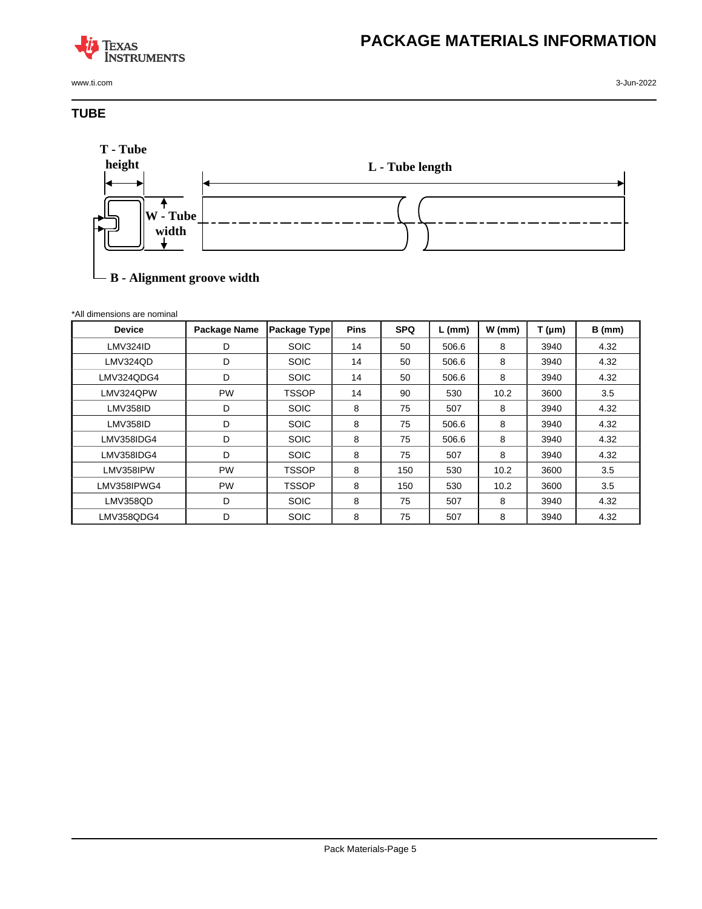## TUBE

T - Tube height

L - Tube length

W - Tube width

B - Alignment groove width

*All dimensions are nominal

| Device | Package Name | Package Type | Pins | SPQ | L (mm) | W (mm) | T (µm) | B (mm) |
|---|---|---|---|---|---|---|---|---|
| LMV324ID | D | SOIC | 14 | 50 | 506.6 | 8 | 3940 | 4.32 |
| LMV324QD | D | SOIC | 14 | 50 | 506.6 | 8 | 3940 | 4.32 |
| LMV324QDG4 | D | SOIC | 14 | 50 | 506.6 | 8 | 3940 | 4.32 |
| LMV324QPW | PW | TSSOP | 14 | 90 | 530 | 10.2 | 3600 | 3.5 |
| LMV358ID | D | SOIC | 8 | 75 | 507 | 8 | 3940 | 4.32 |
| LMV358ID | D | SOIC | 8 | 75 | 506.6 | 8 | 3940 | 4.32 |
| LMV358IDG4 | D | SOIC | 8 | 75 | 506.6 | 8 | 3940 | 4.32 |
| LMV358IDG4 | D | SOIC | 8 | 75 | 507 | 8 | 3940 | 4.32 |
| LMV358IPW | PW | TSSOP | 8 | 150 | 530 | 10.2 | 3600 | 3.5 |
| LMV358IPWG4 | PW | TSSOP | 8 | 150 | 530 | 10.2 | 3600 | 3.5 |
| LMV358QD | D | SOIC | 8 | 75 | 507 | 8 | 3940 | 4.32 |
| LMV358QDG4 | D | SOIC | 8 | 75 | 507 | 8 | 3940 | 4.32 |